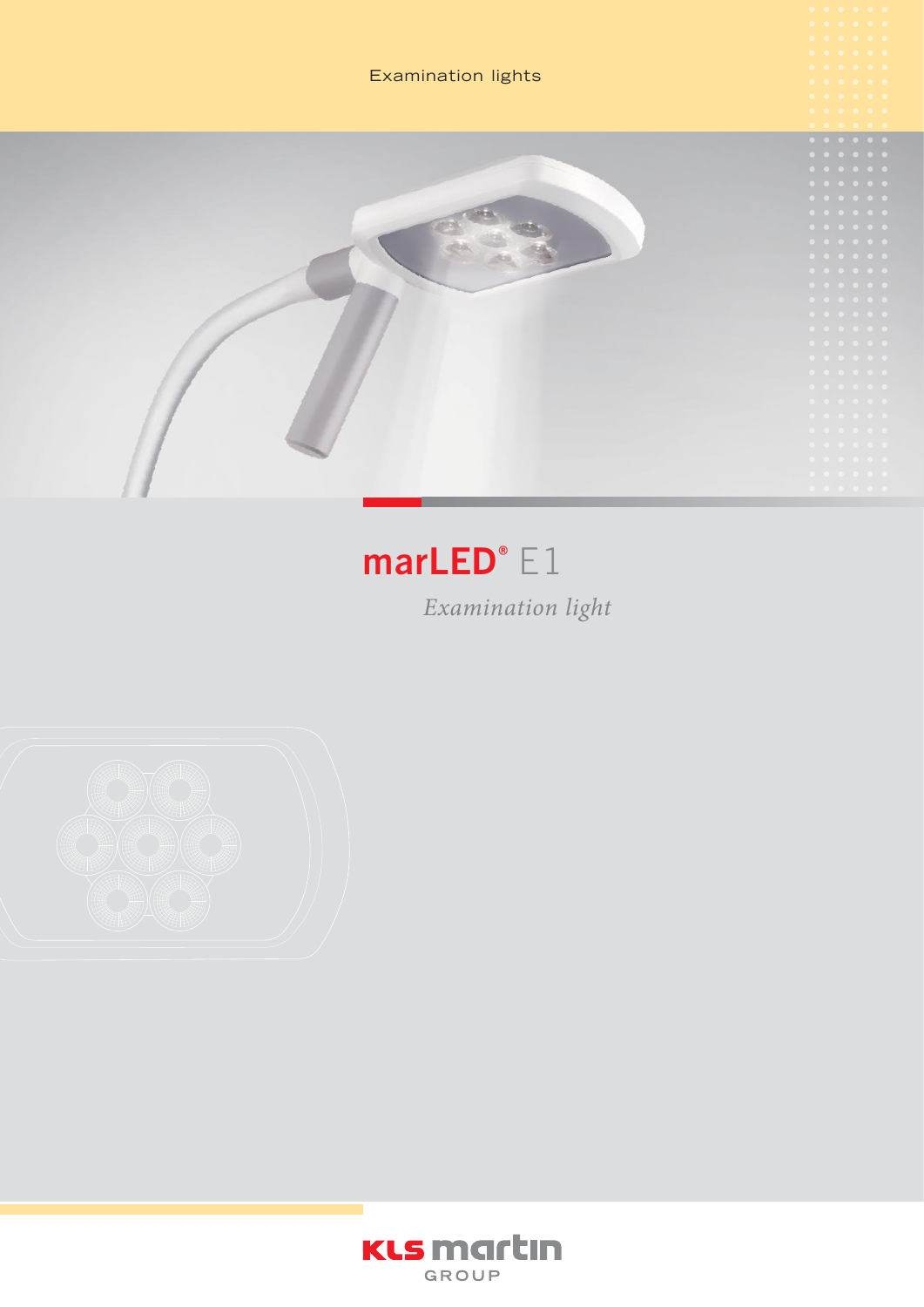Examination lights

# marLED® E1

*Examination light*

KLS martin GROUP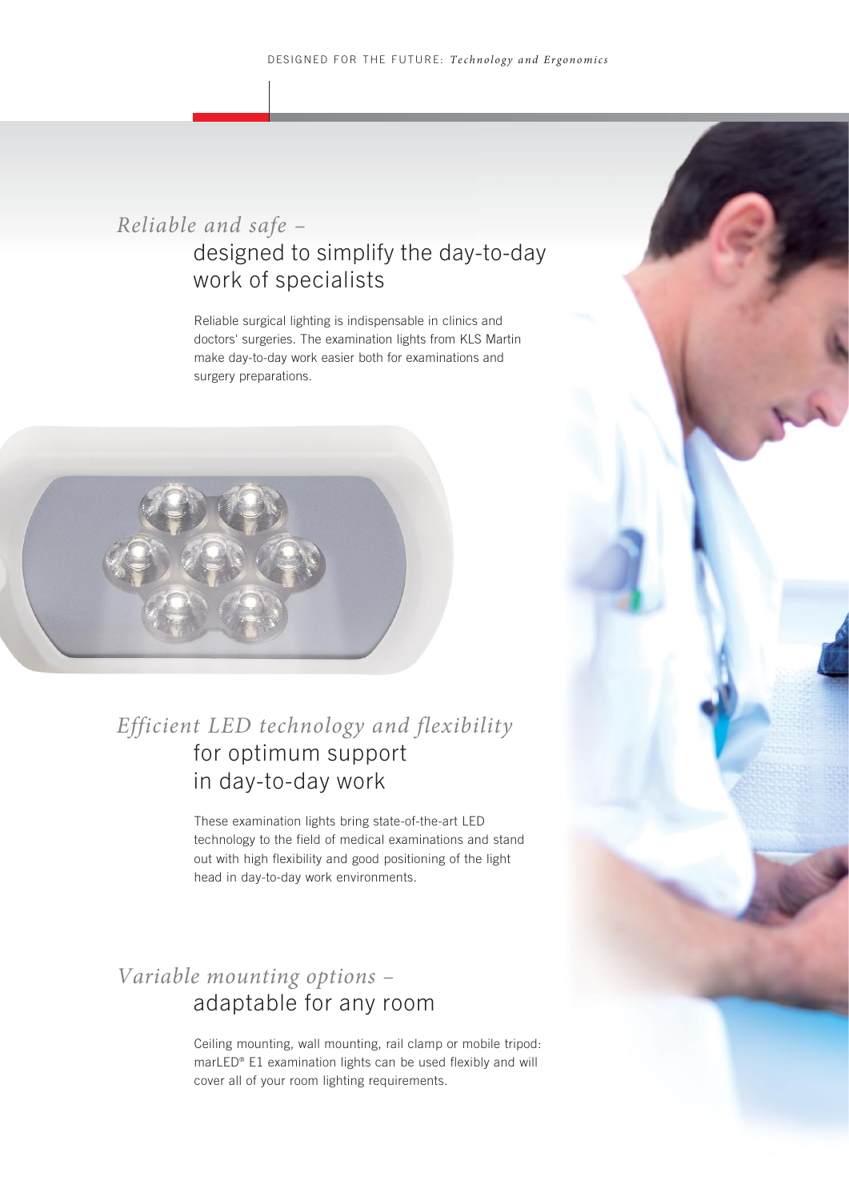## *Reliable and safe –* designed to simplify the day-to-day work of specialists

Reliable surgical lighting is indispensable in clinics and doctors' surgeries. The examination lights from KLS Martin make day-to-day work easier both for examinations and surgery preparations.

## *Efficient LED technology and flexibility* for optimum support in day-to-day work

These examination lights bring state-of-the-art LED technology to the field of medical examinations and stand out with high flexibility and good positioning of the light head in day-to-day work environments.

## *Variable mounting options –* adaptable for any room

Ceiling mounting, wall mounting, rail clamp or mobile tripod: marLED® E1 examination lights can be used flexibly and will cover all of your room lighting requirements.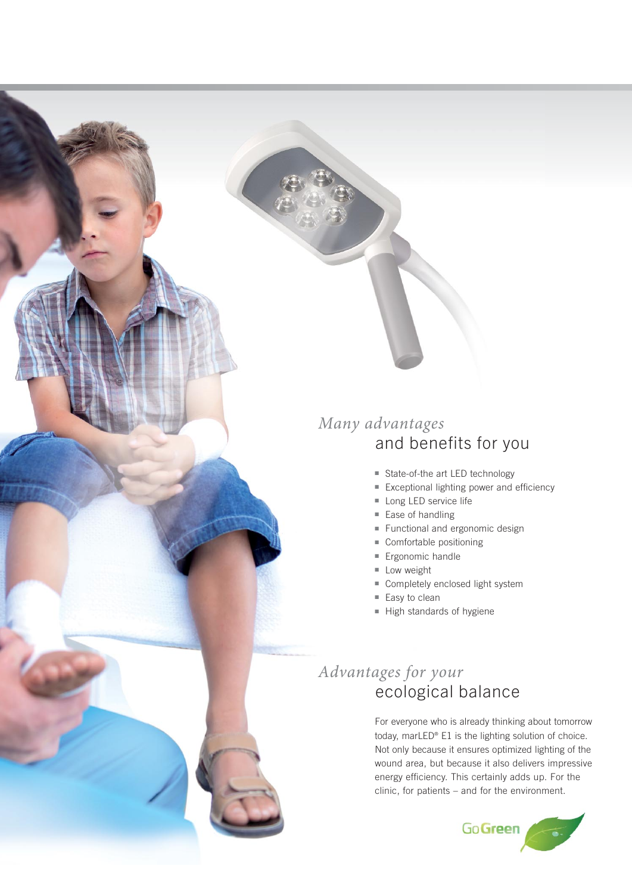## *Many advantages* and benefits for you

- State-of-the art LED technology
- Exceptional lighting power and efficiency
- Long LED service life
- Ease of handling
- Functional and ergonomic design
- Comfortable positioning
- Ergonomic handle
- Low weight
- Completely enclosed light system
- Easy to clean
- High standards of hygiene

## *Advantages for your* ecological balance

For everyone who is already thinking about tomorrow today, marLED® E1 is the lighting solution of choice. Not only because it ensures optimized lighting of the wound area, but because it also delivers impressive energy efficiency. This certainly adds up. For the clinic, for patients – and for the environment.

GoGreen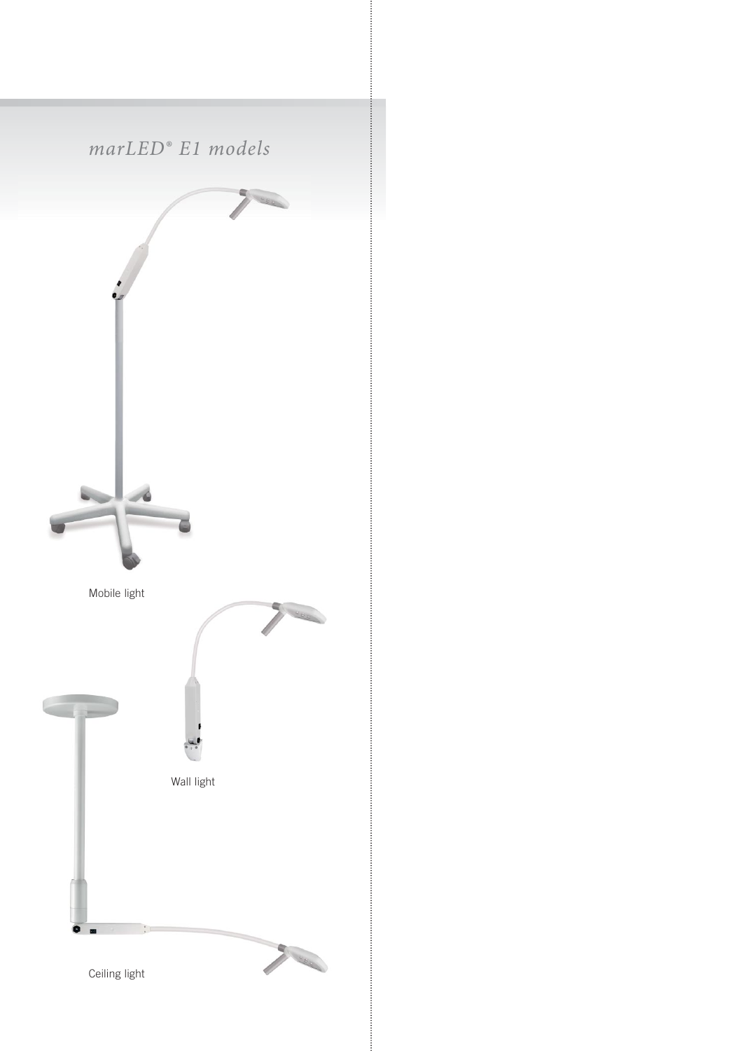## *marLED® E1 models*

Mobile light

Wall light

Ceiling light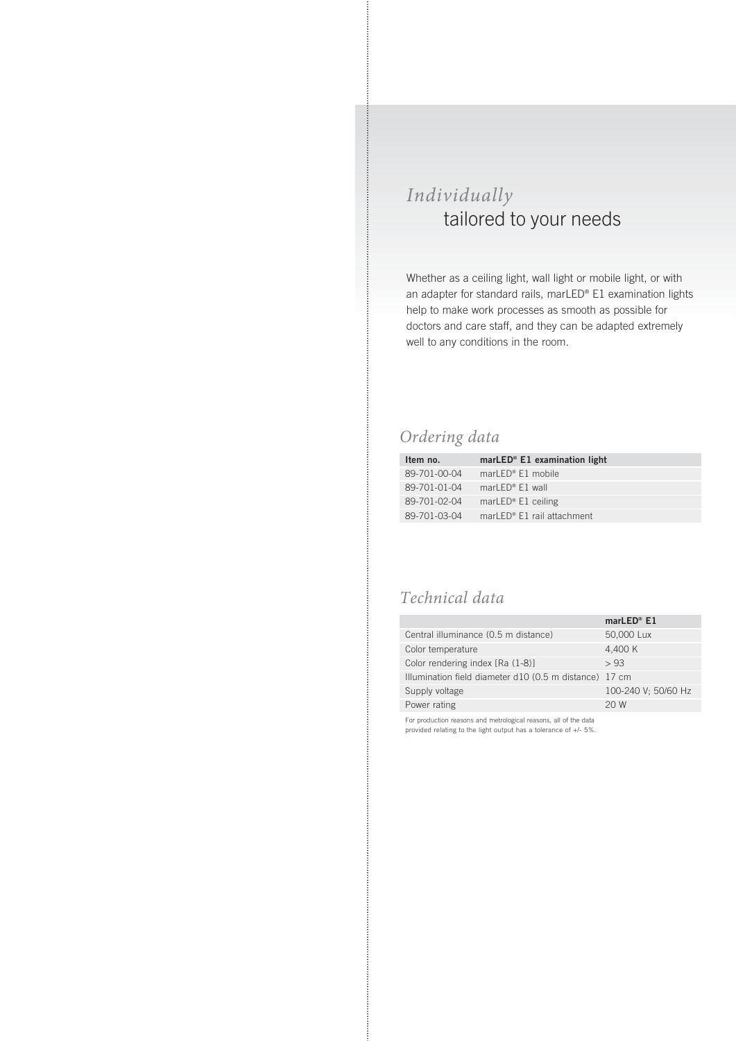## *Individually* tailored to your needs

Whether as a ceiling light, wall light or mobile light, or with an adapter for standard rails, marLED® E1 examination lights help to make work processes as smooth as possible for doctors and care staff, and they can be adapted extremely well to any conditions in the room.

## *Ordering data*

| Item no. | marLED® E1 examination light |
|---|---|
| 89-701-00-04 | marLED® E1 mobile |
| 89-701-01-04 | marLED® E1 wall |
| 89-701-02-04 | marLED® E1 ceiling |
| 89-701-03-04 | marLED® E1 rail attachment |

## *Technical data*

| | marLED® E1 |
|---|---|
| Central illuminance (0.5 m distance) | 50,000 Lux |
| Color temperature | 4,400 K |
| Color rendering index [Ra (1-8)] | > 93 |
| Illumination field diameter d10 (0.5 m distance) | 17 cm |
| Supply voltage | 100-240 V; 50/60 Hz |
| Power rating | 20 W |

For production reasons and metrological reasons, all of the data provided relating to the light output has a tolerance of +/- 5%.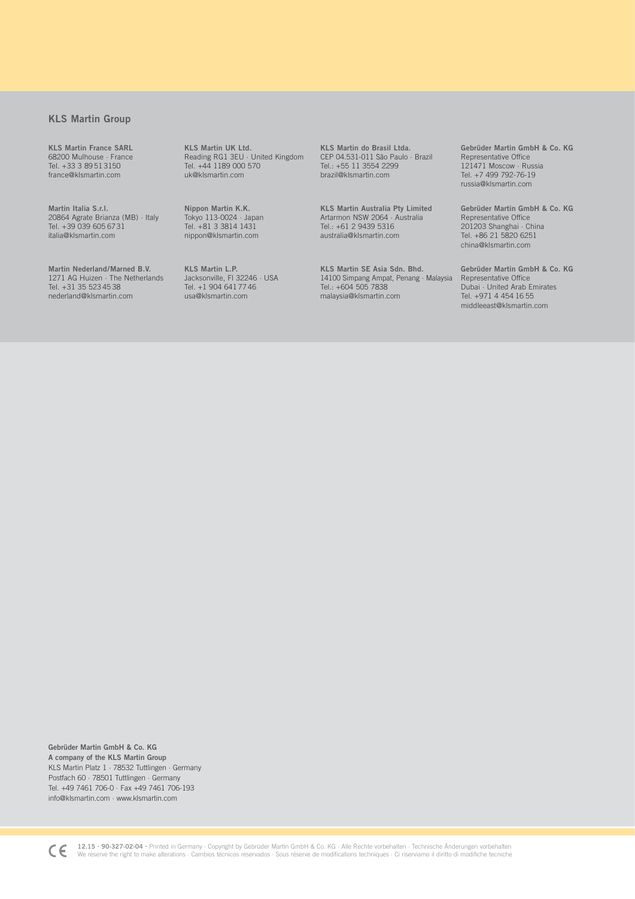## KLS Martin Group

**KLS Martin France SARL**
68200 Mulhouse · France
Tel. +33 3 89 51 3150
france@klsmartin.com

**Martin Italia S.r.l.**
20864 Agrate Brianza (MB) · Italy
Tel. +39 039 605 67 31
italia@klsmartin.com

**Martin Nederland/Marned B.V.**
1271 AG Huizen · The Netherlands
Tel. +31 35 523 45 38
nederland@klsmartin.com

**KLS Martin UK Ltd.**
Reading RG1 3EU · United Kingdom
Tel. +44 1189 000 570
uk@klsmartin.com

**Nippon Martin K.K.**
Tokyo 113-0024 · Japan
Tel. +81 3 3814 1431
nippon@klsmartin.com

**KLS Martin L.P.**
Jacksonville, Fl 32246 · USA
Tel. +1 904 641 77 46
usa@klsmartin.com

**KLS Martin do Brasil Ltda.**
CEP 04.531-011 São Paulo · Brazil
Tel.: +55 11 3554 2299
brazil@klsmartin.com

**KLS Martin Australia Pty Limited**
Artarmon NSW 2064 · Australia
Tel.: +61 2 9439 5316
australia@klsmartin.com

**KLS Martin SE Asia Sdn. Bhd.**
14100 Simpang Ampat, Penang · Malaysia
Tel.: +604 505 7838
malaysia@klsmartin.com

**Gebrüder Martin GmbH & Co. KG**
Representative Office
121471 Moscow · Russia
Tel. +7 499 792-76-19
russia@klsmartin.com

**Gebrüder Martin GmbH & Co. KG**
Representative Office
201203 Shanghai · China
Tel. +86 21 5820 6251
china@klsmartin.com

**Gebrüder Martin GmbH & Co. KG**
Representative Office
Dubai · United Arab Emirates
Tel. +971 4 454 16 55
middleeast@klsmartin.com

**Gebrüder Martin GmbH & Co. KG**
**A company of the KLS Martin Group**
KLS Martin Platz 1 · 78532 Tuttlingen · Germany
Postfach 60 · 78501 Tuttlingen · Germany
Tel. +49 7461 706-0 · Fax +49 7461 706-193
info@klsmartin.com · www.klsmartin.com

CE **12.15 · 90-327-02-04 ·** Printed in Germany · Copyright by Gebrüder Martin GmbH & Co. KG · Alle Rechte vorbehalten · Technische Änderungen vorbehalten
We reserve the right to make alterations · Cambios técnicos reservados · Sous réserve de modifications techniques · Ci riserviamo il diritto di modifiche tecniche